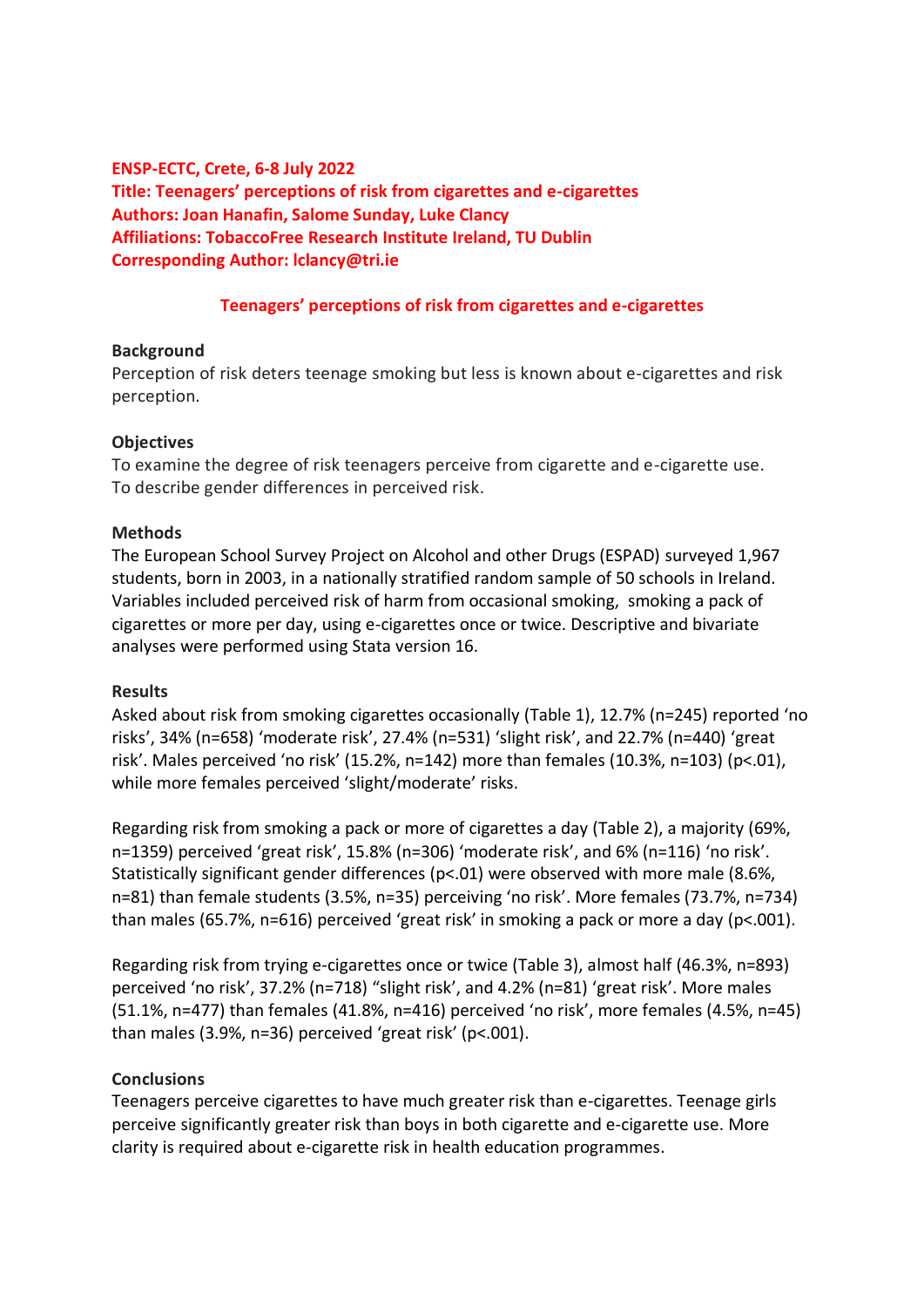**ENSP-ECTC, Crete, 6-8 July 2022**
**Title: Teenagers' perceptions of risk from cigarettes and e-cigarettes**
**Authors: Joan Hanafin, Salome Sunday, Luke Clancy**
**Affiliations: TobaccoFree Research Institute Ireland, TU Dublin**
**Corresponding Author: lclancy@tri.ie**

# Teenagers' perceptions of risk from cigarettes and e-cigarettes

## Background

Perception of risk deters teenage smoking but less is known about e-cigarettes and risk perception.

## Objectives

To examine the degree of risk teenagers perceive from cigarette and e-cigarette use.
To describe gender differences in perceived risk.

## Methods

The European School Survey Project on Alcohol and other Drugs (ESPAD) surveyed 1,967 students, born in 2003, in a nationally stratified random sample of 50 schools in Ireland. Variables included perceived risk of harm from occasional smoking, smoking a pack of cigarettes or more per day, using e-cigarettes once or twice. Descriptive and bivariate analyses were performed using Stata version 16.

## Results

Asked about risk from smoking cigarettes occasionally (Table 1), 12.7% (n=245) reported 'no risks', 34% (n=658) 'moderate risk', 27.4% (n=531) 'slight risk', and 22.7% (n=440) 'great risk'. Males perceived 'no risk' (15.2%, n=142) more than females (10.3%, n=103) ($p<.01$), while more females perceived 'slight/moderate' risks.

Regarding risk from smoking a pack or more of cigarettes a day (Table 2), a majority (69%, n=1359) perceived 'great risk', 15.8% (n=306) 'moderate risk', and 6% (n=116) 'no risk'. Statistically significant gender differences ($p<.01$) were observed with more male (8.6%, n=81) than female students (3.5%, n=35) perceiving 'no risk'. More females (73.7%, n=734) than males (65.7%, n=616) perceived 'great risk' in smoking a pack or more a day ($p<.001$).

Regarding risk from trying e-cigarettes once or twice (Table 3), almost half (46.3%, n=893) perceived 'no risk', 37.2% (n=718) "slight risk', and 4.2% (n=81) 'great risk'. More males (51.1%, n=477) than females (41.8%, n=416) perceived 'no risk', more females (4.5%, n=45) than males (3.9%, n=36) perceived 'great risk' ($p<.001$).

## Conclusions

Teenagers perceive cigarettes to have much greater risk than e-cigarettes. Teenage girls perceive significantly greater risk than boys in both cigarette and e-cigarette use. More clarity is required about e-cigarette risk in health education programmes.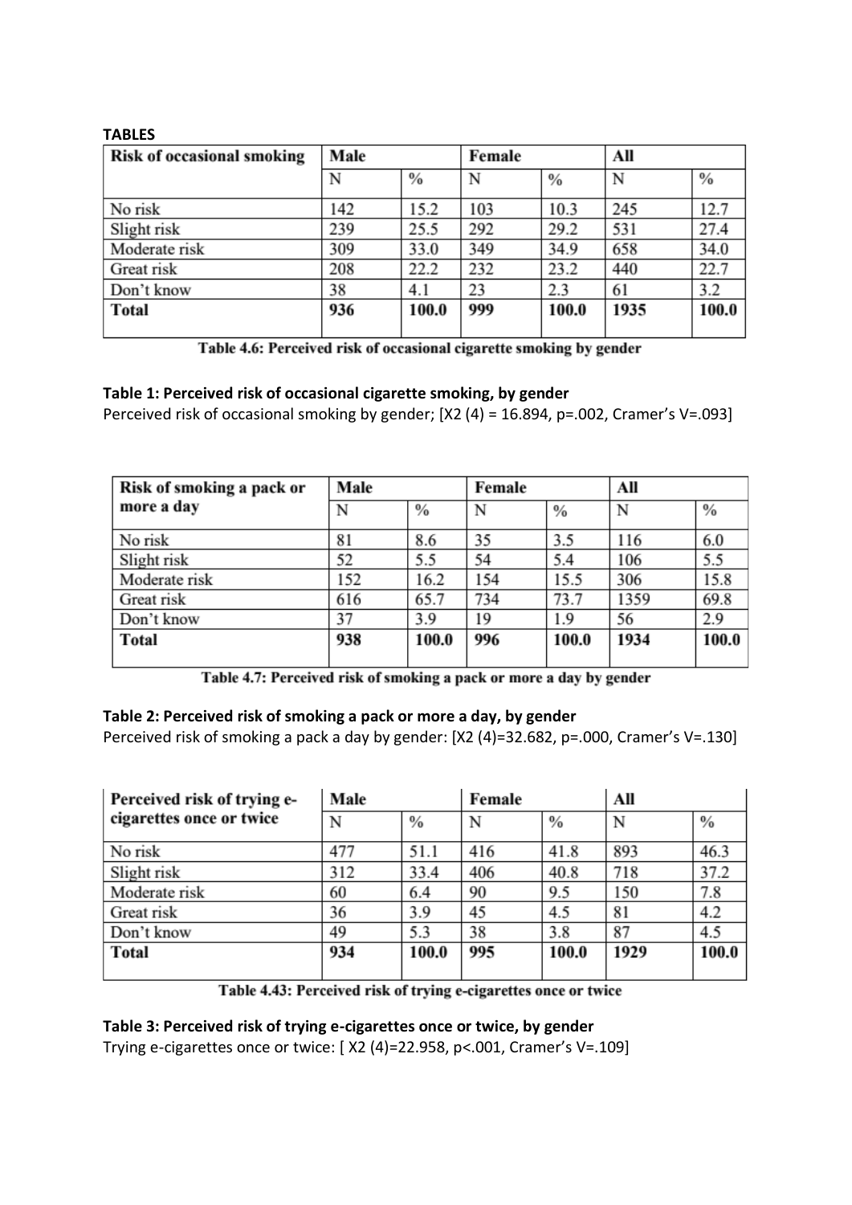**TABLES**

| Risk of occasional smoking | Male | | Female | | All | |
|---|---|---|---|---|---|---|
| | N | % | N | % | N | % |
| No risk | 142 | 15.2 | 103 | 10.3 | 245 | 12.7 |
| Slight risk | 239 | 25.5 | 292 | 29.2 | 531 | 27.4 |
| Moderate risk | 309 | 33.0 | 349 | 34.9 | 658 | 34.0 |
| Great risk | 208 | 22.2 | 232 | 23.2 | 440 | 22.7 |
| Don't know | 38 | 4.1 | 23 | 2.3 | 61 | 3.2 |
| **Total** | **936** | **100.0** | **999** | **100.0** | **1935** | **100.0** |

**Table 4.6: Perceived risk of occasional cigarette smoking by gender**

**Table 1: Perceived risk of occasional cigarette smoking, by gender**

Perceived risk of occasional smoking by gender; [X2 (4) = 16.894, p=.002, Cramer's V=.093]

| Risk of smoking a pack or more a day | Male | | Female | | All | |
|---|---|---|---|---|---|---|
| | N | % | N | % | N | % |
| No risk | 81 | 8.6 | 35 | 3.5 | 116 | 6.0 |
| Slight risk | 52 | 5.5 | 54 | 5.4 | 106 | 5.5 |
| Moderate risk | 152 | 16.2 | 154 | 15.5 | 306 | 15.8 |
| Great risk | 616 | 65.7 | 734 | 73.7 | 1359 | 69.8 |
| Don't know | 37 | 3.9 | 19 | 1.9 | 56 | 2.9 |
| **Total** | **938** | **100.0** | **996** | **100.0** | **1934** | **100.0** |

**Table 4.7: Perceived risk of smoking a pack or more a day by gender**

**Table 2: Perceived risk of smoking a pack or more a day, by gender**

Perceived risk of smoking a pack a day by gender: [X2 (4)=32.682, p=.000, Cramer's V=.130]

| Perceived risk of trying e-cigarettes once or twice | Male | | Female | | All | |
|---|---|---|---|---|---|---|
| | N | % | N | % | N | % |
| No risk | 477 | 51.1 | 416 | 41.8 | 893 | 46.3 |
| Slight risk | 312 | 33.4 | 406 | 40.8 | 718 | 37.2 |
| Moderate risk | 60 | 6.4 | 90 | 9.5 | 150 | 7.8 |
| Great risk | 36 | 3.9 | 45 | 4.5 | 81 | 4.2 |
| Don't know | 49 | 5.3 | 38 | 3.8 | 87 | 4.5 |
| **Total** | **934** | **100.0** | **995** | **100.0** | **1929** | **100.0** |

**Table 4.43: Perceived risk of trying e-cigarettes once or twice**

**Table 3: Perceived risk of trying e-cigarettes once or twice, by gender**

Trying e-cigarettes once or twice: [ X2 (4)=22.958, p<.001, Cramer's V=.109]